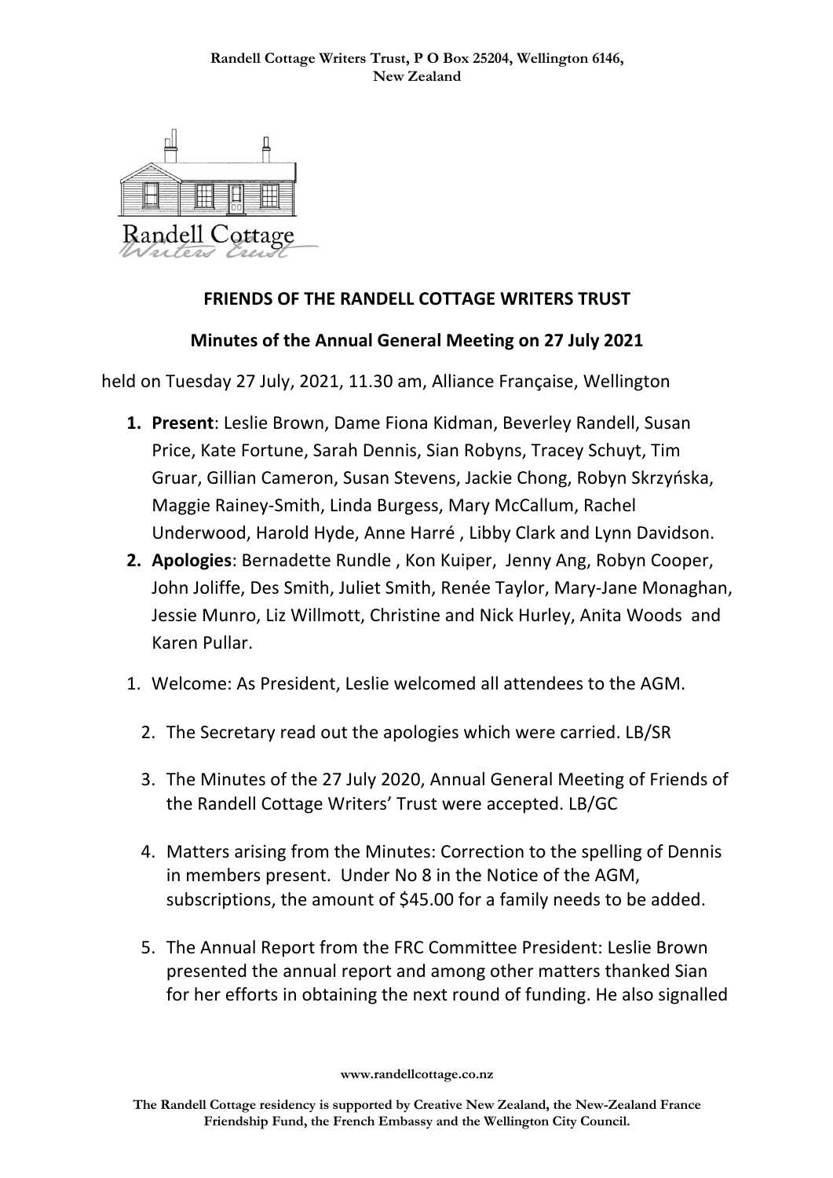Randell Cottage Writers Trust, P O Box 25204, Wellington 6146, New Zealand

## FRIENDS OF THE RANDELL COTTAGE WRITERS TRUST

### Minutes of the Annual General Meeting on 27 July 2021

held on Tuesday 27 July, 2021, 11.30 am, Alliance Française, Wellington

1. **Present**: Leslie Brown, Dame Fiona Kidman, Beverley Randell, Susan Price, Kate Fortune, Sarah Dennis, Sian Robyns, Tracey Schuyt, Tim Gruar, Gillian Cameron, Susan Stevens, Jackie Chong, Robyn Skrzyńska, Maggie Rainey-Smith, Linda Burgess, Mary McCallum, Rachel Underwood, Harold Hyde, Anne Harré , Libby Clark and Lynn Davidson.
2. **Apologies**: Bernadette Rundle , Kon Kuiper, Jenny Ang, Robyn Cooper, John Joliffe, Des Smith, Juliet Smith, Renée Taylor, Mary-Jane Monaghan, Jessie Munro, Liz Willmott, Christine and Nick Hurley, Anita Woods and Karen Pullar.

1. Welcome: As President, Leslie welcomed all attendees to the AGM.
2. The Secretary read out the apologies which were carried. LB/SR
3. The Minutes of the 27 July 2020, Annual General Meeting of Friends of the Randell Cottage Writers' Trust were accepted. LB/GC
4. Matters arising from the Minutes: Correction to the spelling of Dennis in members present. Under No 8 in the Notice of the AGM, subscriptions, the amount of $45.00 for a family needs to be added.
5. The Annual Report from the FRC Committee President: Leslie Brown presented the annual report and among other matters thanked Sian for her efforts in obtaining the next round of funding. He also signalled

www.randellcottage.co.nz

The Randell Cottage residency is supported by Creative New Zealand, the New-Zealand France Friendship Fund, the French Embassy and the Wellington City Council.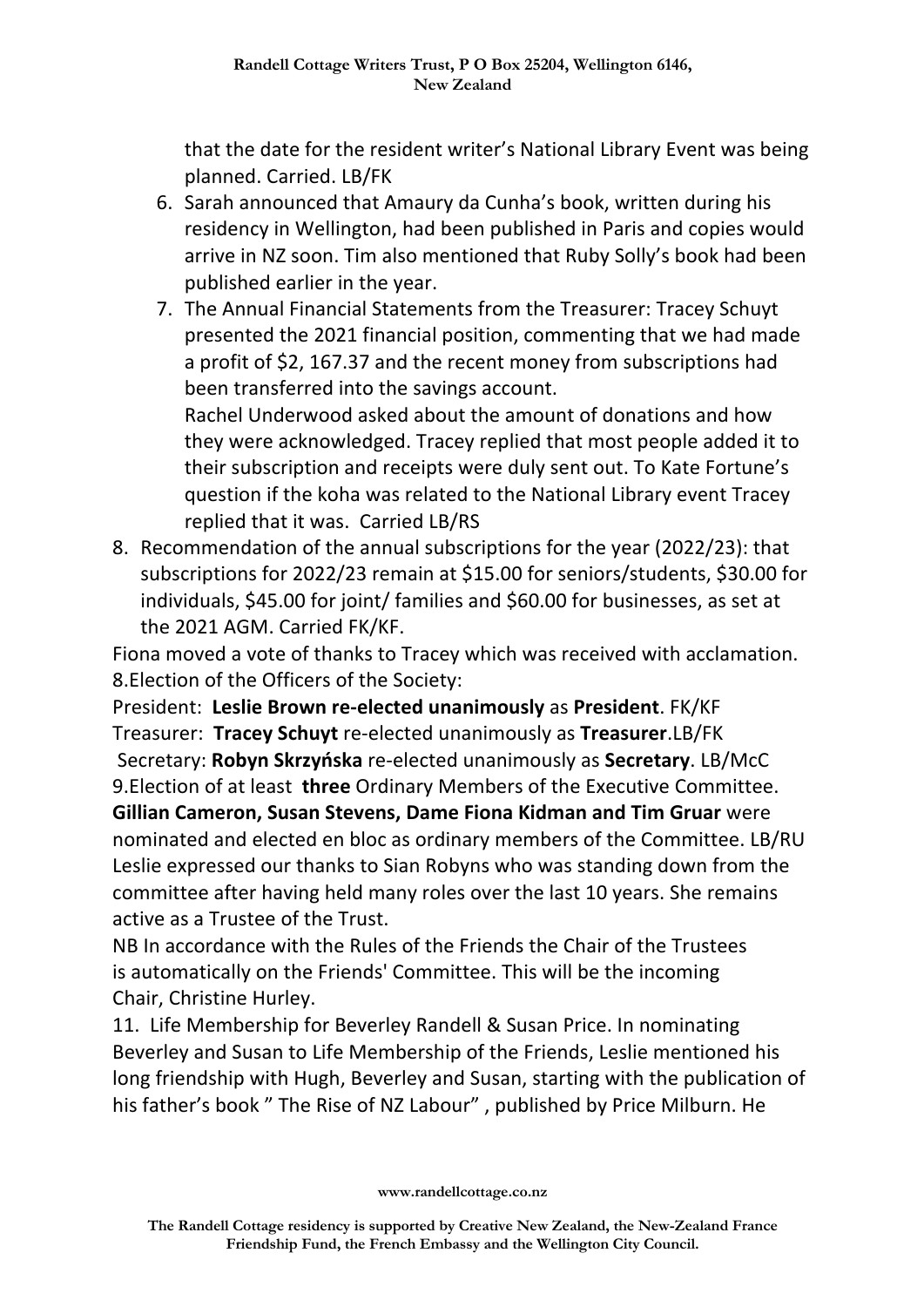that the date for the resident writer's National Library Event was being planned. Carried. LB/FK

6. Sarah announced that Amaury da Cunha's book, written during his residency in Wellington, had been published in Paris and copies would arrive in NZ soon. Tim also mentioned that Ruby Solly's book had been published earlier in the year.
7. The Annual Financial Statements from the Treasurer: Tracey Schuyt presented the 2021 financial position, commenting that we had made a profit of $2, 167.37 and the recent money from subscriptions had been transferred into the savings account.
   Rachel Underwood asked about the amount of donations and how they were acknowledged. Tracey replied that most people added it to their subscription and receipts were duly sent out. To Kate Fortune's question if the koha was related to the National Library event Tracey replied that it was. Carried LB/RS

8. Recommendation of the annual subscriptions for the year (2022/23): that subscriptions for 2022/23 remain at $15.00 for seniors/students, $30.00 for individuals, $45.00 for joint/ families and $60.00 for businesses, as set at the 2021 AGM. Carried FK/KF.

Fiona moved a vote of thanks to Tracey which was received with acclamation.

8.Election of the Officers of the Society:

President: **Leslie Brown re-elected unanimously** as **President**. FK/KF

Treasurer: **Tracey Schuyt** re-elected unanimously as **Treasurer**.LB/FK

Secretary: **Robyn Skrzyńska** re-elected unanimously as **Secretary**. LB/McC

9.Election of at least **three** Ordinary Members of the Executive Committee.

**Gillian Cameron, Susan Stevens, Dame Fiona Kidman and Tim Gruar** were nominated and elected en bloc as ordinary members of the Committee. LB/RU

Leslie expressed our thanks to Sian Robyns who was standing down from the committee after having held many roles over the last 10 years. She remains active as a Trustee of the Trust.

NB In accordance with the Rules of the Friends the Chair of the Trustees is automatically on the Friends' Committee. This will be the incoming Chair, Christine Hurley.

11. Life Membership for Beverley Randell & Susan Price. In nominating Beverley and Susan to Life Membership of the Friends, Leslie mentioned his long friendship with Hugh, Beverley and Susan, starting with the publication of his father's book " The Rise of NZ Labour" , published by Price Milburn. He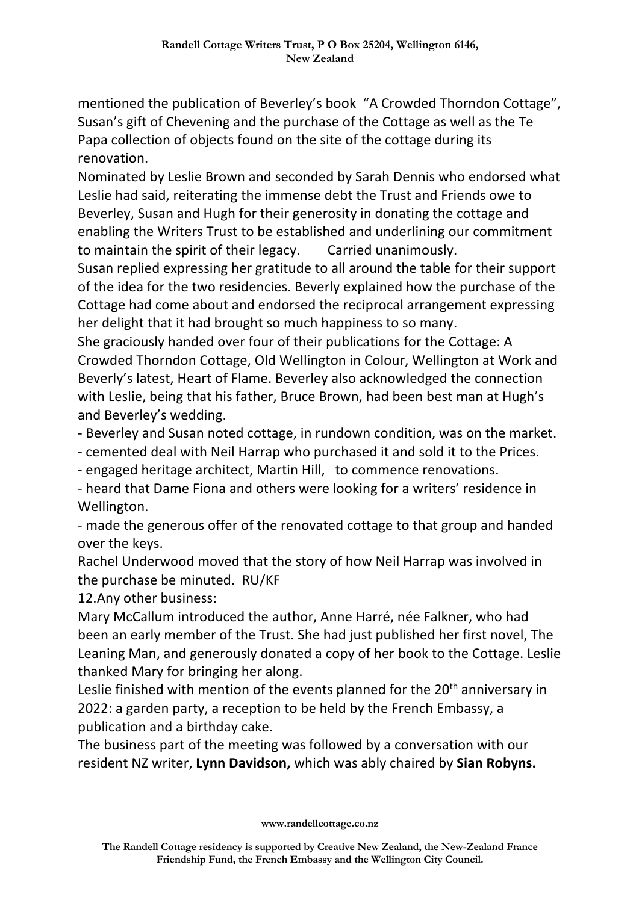mentioned the publication of Beverley's book "A Crowded Thorndon Cottage", Susan's gift of Chevening and the purchase of the Cottage as well as the Te Papa collection of objects found on the site of the cottage during its renovation.

Nominated by Leslie Brown and seconded by Sarah Dennis who endorsed what Leslie had said, reiterating the immense debt the Trust and Friends owe to Beverley, Susan and Hugh for their generosity in donating the cottage and enabling the Writers Trust to be established and underlining our commitment to maintain the spirit of their legacy. Carried unanimously.

Susan replied expressing her gratitude to all around the table for their support of the idea for the two residencies. Beverly explained how the purchase of the Cottage had come about and endorsed the reciprocal arrangement expressing her delight that it had brought so much happiness to so many.

She graciously handed over four of their publications for the Cottage: A Crowded Thorndon Cottage, Old Wellington in Colour, Wellington at Work and Beverly's latest, Heart of Flame. Beverley also acknowledged the connection with Leslie, being that his father, Bruce Brown, had been best man at Hugh's and Beverley's wedding.

- Beverley and Susan noted cottage, in rundown condition, was on the market.
- cemented deal with Neil Harrap who purchased it and sold it to the Prices.
- engaged heritage architect, Martin Hill, to commence renovations.
- heard that Dame Fiona and others were looking for a writers' residence in Wellington.
- made the generous offer of the renovated cottage to that group and handed over the keys.

Rachel Underwood moved that the story of how Neil Harrap was involved in the purchase be minuted. RU/KF

12.Any other business:

Mary McCallum introduced the author, Anne Harré, née Falkner, who had been an early member of the Trust. She had just published her first novel, The Leaning Man, and generously donated a copy of her book to the Cottage. Leslie thanked Mary for bringing her along.

Leslie finished with mention of the events planned for the 20th anniversary in 2022: a garden party, a reception to be held by the French Embassy, a publication and a birthday cake.

The business part of the meeting was followed by a conversation with our resident NZ writer, **Lynn Davidson,** which was ably chaired by **Sian Robyns.**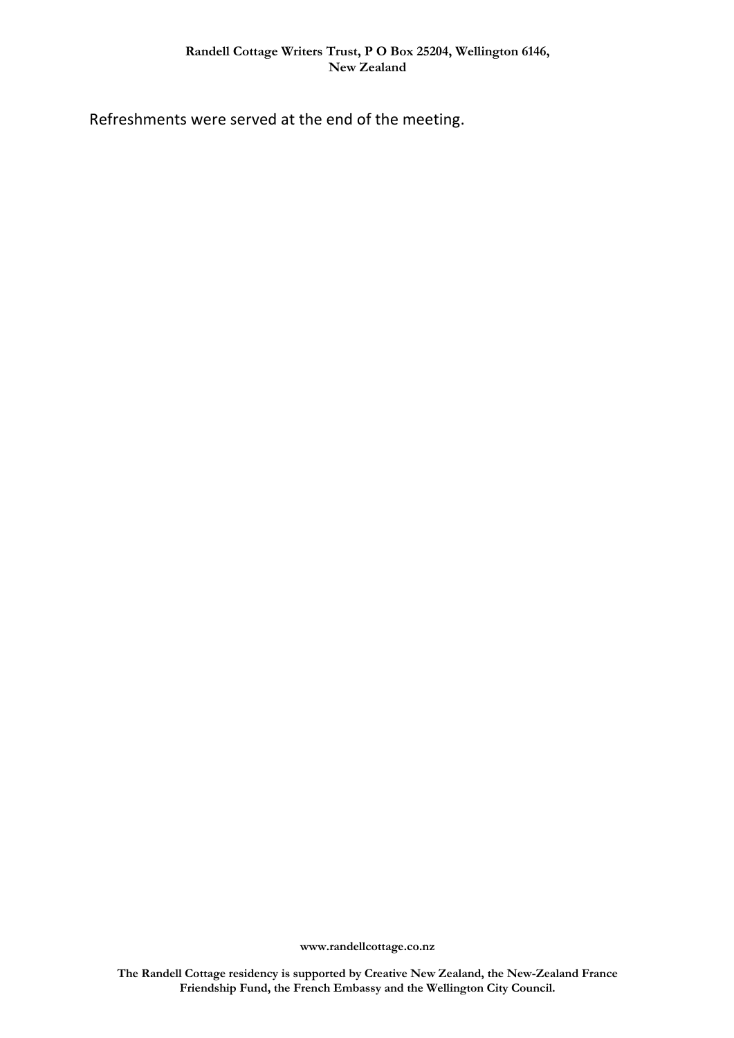Refreshments were served at the end of the meeting.